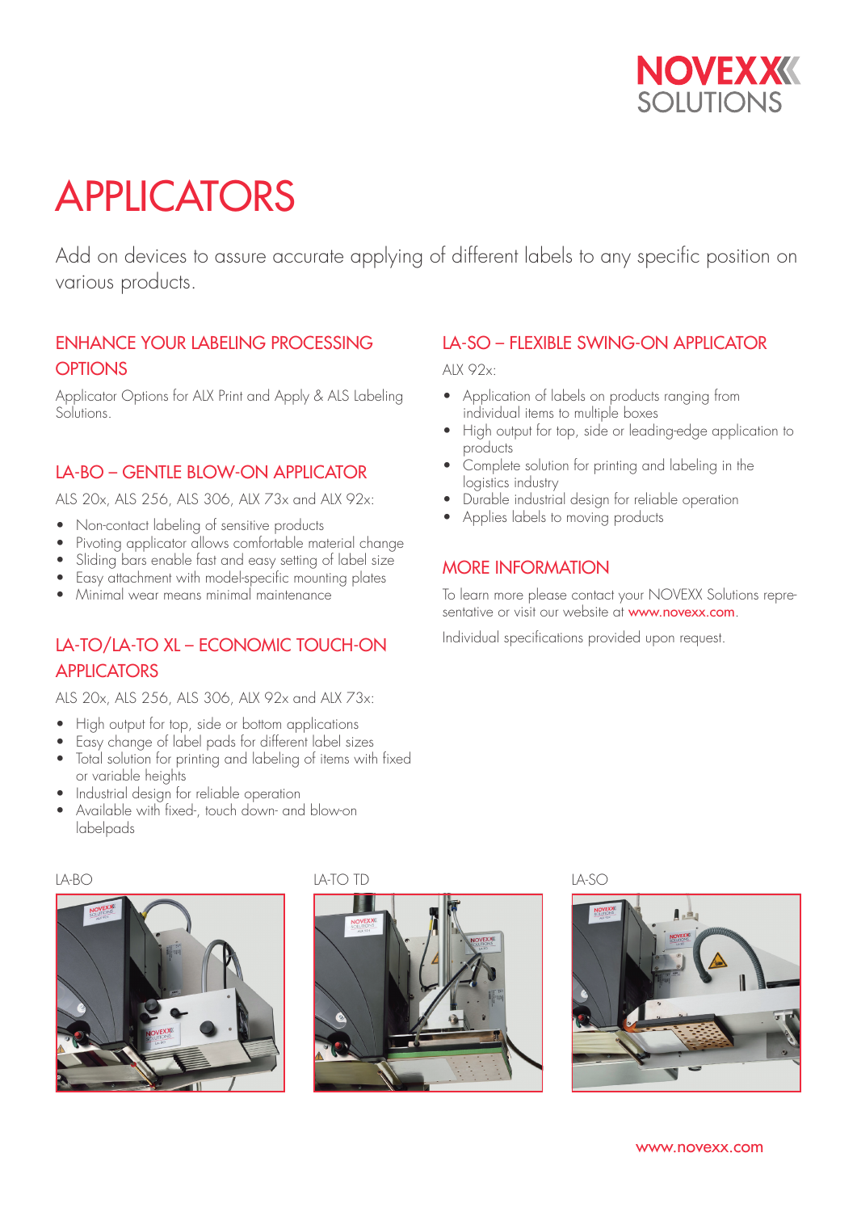# APPLICATORS

Add on devices to assure accurate applying of different labels to any specific position on various products.

## ENHANCE YOUR LABELING PROCESSING OPTIONS

Applicator Options for ALX Print and Apply & ALS Labeling Solutions.

## LA-BO – GENTLE BLOW-ON APPLICATOR

ALS 20x, ALS 256, ALS 306, ALX 73x and ALX 92x:

- Non-contact labeling of sensitive products
- Pivoting applicator allows comfortable material change
- Sliding bars enable fast and easy setting of label size
- Easy attachment with model-specific mounting plates
- Minimal wear means minimal maintenance

## LA-TO/LA-TO XL – ECONOMIC TOUCH-ON APPLICATORS

ALS 20x, ALS 256, ALS 306, ALX 92x and ALX 73x:

- High output for top, side or bottom applications
- Easy change of label pads for different label sizes
- Total solution for printing and labeling of items with fixed or variable heights
- Industrial design for reliable operation
- Available with fixed-, touch down- and blow-on labelpads

## LA-SO – FLEXIBLE SWING-ON APPLICATOR

ALX 92x:

- Application of labels on products ranging from individual items to multiple boxes
- High output for top, side or leading-edge application to products
- Complete solution for printing and labeling in the logistics industry
- Durable industrial design for reliable operation
- Applies labels to moving products

## MORE INFORMATION

To learn more please contact your NOVEXX Solutions representative or visit our website at www.novexx.com.

Individual specifications provided upon request.

LA-BO

LA-TO TD

LA-SO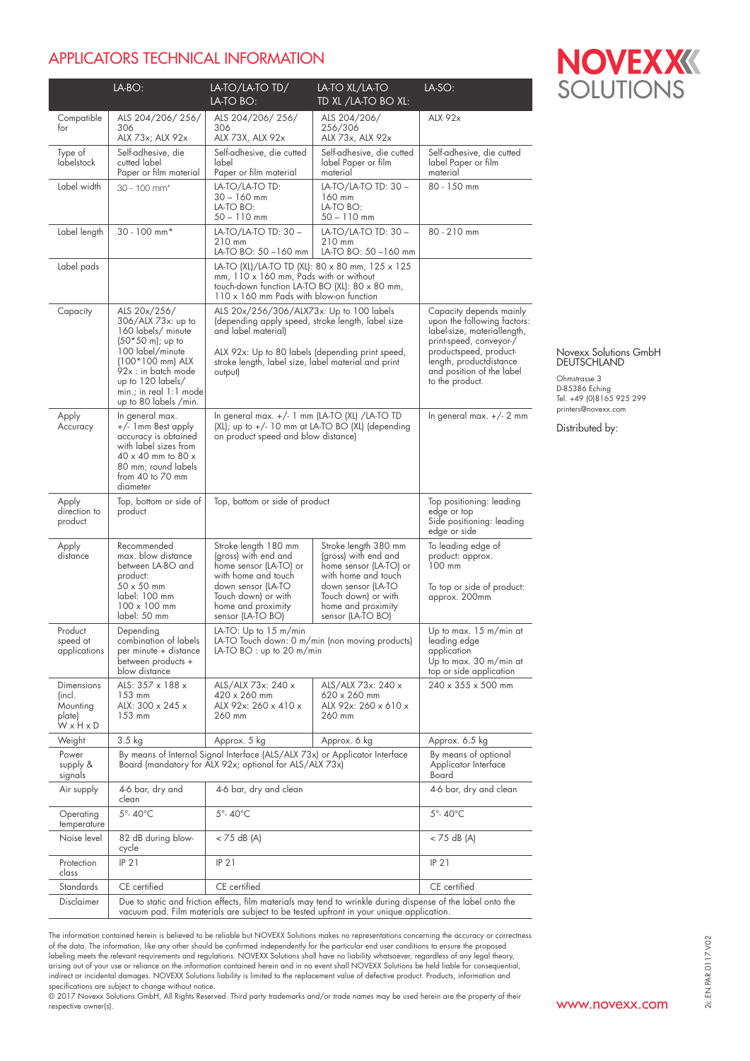## APPLICATORS TECHNICAL INFORMATION

NOVEXX SOLUTIONS

| | LA-BO: | LA-TO/LA-TO TD/ LA-TO BO: | LA-TO XL/LA-TO TD XL /LA-TO BO XL: | LA-SO: |
|---|---|---|---|---|
| Compatible for | ALS 204/206/ 256/ 306 ALX 73x; ALX 92x | ALS 204/206/ 256/ 306 ALX 73X, ALX 92x | ALS 204/206/ 256/306 ALX 73x, ALX 92x | ALX 92x |
| Type of labelstock | Self-adhesive, die cutted label Paper or film material | Self-adhesive, die cutted label Paper or film material | Self-adhesive, die cutted label Paper or film material | Self-adhesive, die cutted label Paper or film material |
| Label width | 30 - 100 mm* | LA-TO/LA-TO TD: 30 – 160 mm LA-TO BO: 50 – 110 mm | LA-TO/LA-TO TD: 30 – 160 mm LA-TO BO: 50 – 110 mm | 80 - 150 mm |
| Label length | 30 - 100 mm* | LA-TO/LA-TO TD: 30 – 210 mm LA-TO BO: 50 –160 mm | LA-TO/LA-TO TD: 30 – 210 mm LA-TO BO: 50 –160 mm | 80 - 210 mm |
| Label pads | | LA-TO (XL)/LA-TO TD (XL): 80 x 80 mm, 125 x 125 mm, 110 x 160 mm, Pads with or without touch-down function LA-TO BO (XL): 80 x 80 mm, 110 x 160 mm Pads with blow-on function | | |
| Capacity | ALS 20x/256/ 306/ALX 73x: up to 160 labels/ minute (50*50 m); up to 100 label/minute (100*100 mm) ALX 92x : in batch mode up to 120 labels/ min.; in real 1:1 mode up to 80 labels /min. | ALS 20x/256/306/ALX73x: Up to 100 labels (depending apply speed, stroke length, label size and label material)<br><br>ALX 92x: Up to 80 labels (depending print speed, stroke length, label size, label material and print output) | | Capacity depends mainly upon the following factors: label-size, materiallength, print-speed, conveyor-/ productspeed, product-length, productdistance and position of the label to the product. |
| Apply Accuracy | In general max. +/- 1mm Best apply accuracy is obtained with label sizes from 40 x 40 mm to 80 x 80 mm; round labels from 40 to 70 mm diameter | In general max. +/- 1 mm (LA-TO (XL) /LA-TO TD (XL); up to +/- 10 mm at LA-TO BO (XL) (depending on product speed and blow distance) | | In general max. +/- 2 mm |
| Apply direction to product | Top, bottom or side of product | Top, bottom or side of product | | Top positioning: leading edge or top Side positioning: leading edge or side |
| Apply distance | Recommended max. blow distance between LA-BO and product: 50 x 50 mm label: 100 mm 100 x 100 mm label: 50 mm | Stroke length 180 mm (gross) with end and home sensor (LA-TO) or with home and touch down sensor (LA-TO Touch down) or with home and proximity sensor (LA-TO BO) | Stroke length 380 mm (gross) with end and home sensor (LA-TO) or with home and touch down sensor (LA-TO Touch down) or with home and proximity sensor (LA-TO BO) | To leading edge of product: approx. 100 mm<br><br>To top or side of product: approx. 200mm |
| Product speed at applications | Depending combination of labels per minute + distance between products + blow distance | LA-TO: Up to 15 m/min LA-TO Touch down: 0 m/min (non moving products) LA-TO BO : up to 20 m/min | | Up to max. 15 m/min at leading edge application Up to max. 30 m/min at top or side application |
| Dimensions (incl. Mounting plate) W x H x D | ALS: 357 x 188 x 153 mm ALX: 300 x 245 x 153 mm | ALS/ALX 73x: 240 x 420 x 260 mm ALX 92x: 260 x 410 x 260 mm | ALS/ALX 73x: 240 x 620 x 260 mm ALX 92x: 260 x 610 x 260 mm | 240 x 355 x 500 mm |
| Weight | 3.5 kg | Approx. 5 kg | Approx. 6 kg | Approx. 6.5 kg |
| Power supply & signals | By means of Internal Signal Interface (ALS/ALX 73x) or Applicator Interface Board (mandatory for ALX 92x; optional for ALS/ALX 73x) | | | By means of optional Applicator Interface Board |
| Air supply | 4-6 bar, dry and clean | 4-6 bar, dry and clean | | 4-6 bar, dry and clean |
| Operating temperature | 5°- 40°C | 5°- 40°C | | 5°- 40°C |
| Noise level | 82 dB during blow-cycle | < 75 dB (A) | | < 75 dB (A) |
| Protection class | IP 21 | IP 21 | | IP 21 |
| Standards | CE certified | CE certified | | CE certified |
| Disclaimer | Due to static and friction effects, film materials may tend to wrinkle during dispense of the label onto the vacuum pad. Film materials are subject to be tested upfront in your unique application. | | | |

Novexx Solutions GmbH
DEUTSCHLAND

Ohmstrasse 3
D-85386 Eching
Tel. +49 (0)8165 925 299
printers@novexx.com

Distributed by:

The information contained herein is believed to be reliable but NOVEXX Solutions makes no representations concerning the accuracy or correctness of the data. The information, like any other should be confirmed independently for the particular end user conditions to ensure the proposed labeling meets the relevant requirements and regulations. NOVEXX Solutions shall have no liability whatsoever, regardless of any legal theory, arising out of your use or reliance on the information contained herein and in no event shall NOVEXX Solutions be held liable for consequential, indirect or incidental damages. NOVEXX Solutions liability is limited to the replacement value of defective product. Products, information and specifications are subject to change without notice.
© 2017 Novexx Solutions GmbH, All Rights Reserved. Third party trademarks and/or trade names may be used herein are the property of their respective owner(s).

www.novexx.com

2c-EN-PAR.0117.V02